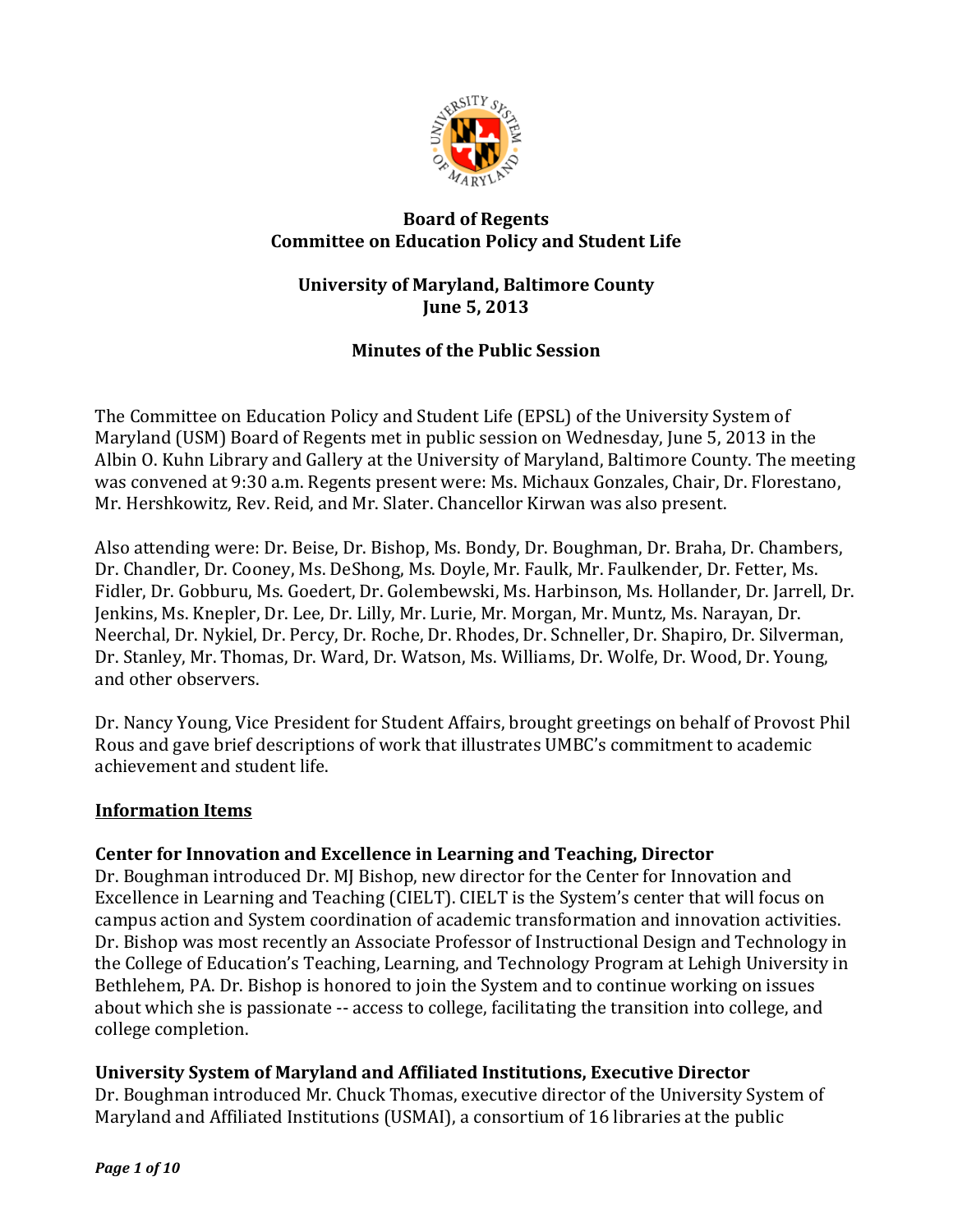# Board of Regents
## Committee on Education Policy and Student Life

### University of Maryland, Baltimore County
### June 5, 2013

### Minutes of the Public Session

The Committee on Education Policy and Student Life (EPSL) of the University System of Maryland (USM) Board of Regents met in public session on Wednesday, June 5, 2013 in the Albin O. Kuhn Library and Gallery at the University of Maryland, Baltimore County. The meeting was convened at 9:30 a.m. Regents present were: Ms. Michaux Gonzales, Chair, Dr. Florestano, Mr. Hershkowitz, Rev. Reid, and Mr. Slater. Chancellor Kirwan was also present.

Also attending were: Dr. Beise, Dr. Bishop, Ms. Bondy, Dr. Boughman, Dr. Braha, Dr. Chambers, Dr. Chandler, Dr. Cooney, Ms. DeShong, Ms. Doyle, Mr. Faulk, Mr. Faulkender, Dr. Fetter, Ms. Fidler, Dr. Gobburu, Ms. Goedert, Dr. Golembewski, Ms. Harbinson, Ms. Hollander, Dr. Jarrell, Dr. Jenkins, Ms. Knepler, Dr. Lee, Dr. Lilly, Mr. Lurie, Mr. Morgan, Mr. Muntz, Ms. Narayan, Dr. Neerchal, Dr. Nykiel, Dr. Percy, Dr. Roche, Dr. Rhodes, Dr. Schneller, Dr. Shapiro, Dr. Silverman, Dr. Stanley, Mr. Thomas, Dr. Ward, Dr. Watson, Ms. Williams, Dr. Wolfe, Dr. Wood, Dr. Young, and other observers.

Dr. Nancy Young, Vice President for Student Affairs, brought greetings on behalf of Provost Phil Rous and gave brief descriptions of work that illustrates UMBC's commitment to academic achievement and student life.

**<u>Information Items</u>**

**Center for Innovation and Excellence in Learning and Teaching, Director**
Dr. Boughman introduced Dr. MJ Bishop, new director for the Center for Innovation and Excellence in Learning and Teaching (CIELT). CIELT is the System's center that will focus on campus action and System coordination of academic transformation and innovation activities. Dr. Bishop was most recently an Associate Professor of Instructional Design and Technology in the College of Education's Teaching, Learning, and Technology Program at Lehigh University in Bethlehem, PA. Dr. Bishop is honored to join the System and to continue working on issues about which she is passionate -- access to college, facilitating the transition into college, and college completion.

**University System of Maryland and Affiliated Institutions, Executive Director**
Dr. Boughman introduced Mr. Chuck Thomas, executive director of the University System of Maryland and Affiliated Institutions (USMAI), a consortium of 16 libraries at the public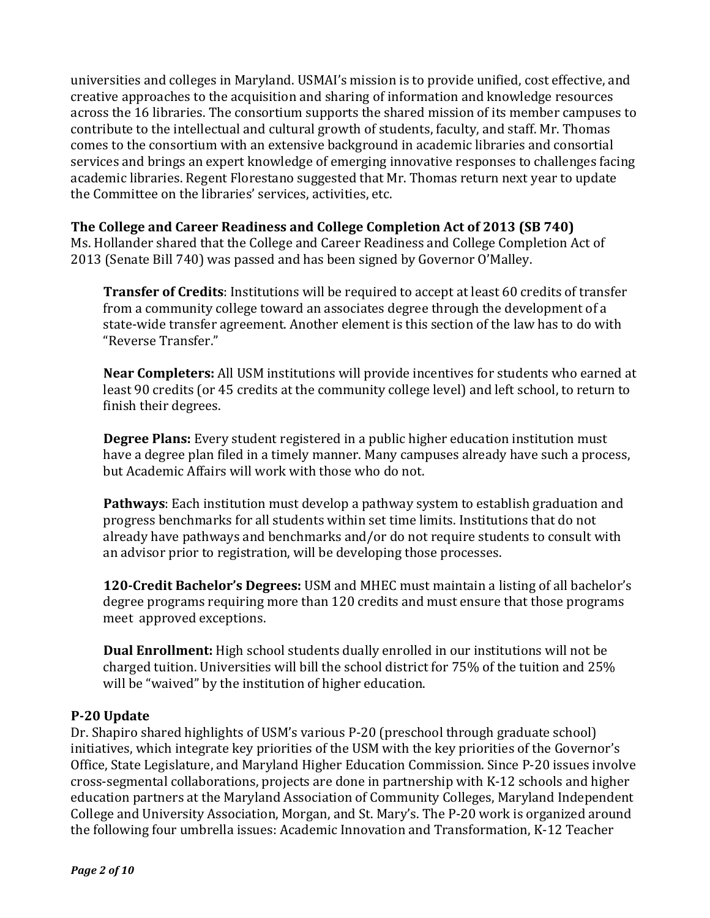universities and colleges in Maryland. USMAI's mission is to provide unified, cost effective, and creative approaches to the acquisition and sharing of information and knowledge resources across the 16 libraries. The consortium supports the shared mission of its member campuses to contribute to the intellectual and cultural growth of students, faculty, and staff. Mr. Thomas comes to the consortium with an extensive background in academic libraries and consortial services and brings an expert knowledge of emerging innovative responses to challenges facing academic libraries. Regent Florestano suggested that Mr. Thomas return next year to update the Committee on the libraries' services, activities, etc.

**The College and Career Readiness and College Completion Act of 2013 (SB 740)**
Ms. Hollander shared that the College and Career Readiness and College Completion Act of 2013 (Senate Bill 740) was passed and has been signed by Governor O'Malley.

**Transfer of Credits**: Institutions will be required to accept at least 60 credits of transfer from a community college toward an associates degree through the development of a state-wide transfer agreement. Another element is this section of the law has to do with "Reverse Transfer."

**Near Completers:** All USM institutions will provide incentives for students who earned at least 90 credits (or 45 credits at the community college level) and left school, to return to finish their degrees.

**Degree Plans:** Every student registered in a public higher education institution must have a degree plan filed in a timely manner. Many campuses already have such a process, but Academic Affairs will work with those who do not.

**Pathways**: Each institution must develop a pathway system to establish graduation and progress benchmarks for all students within set time limits. Institutions that do not already have pathways and benchmarks and/or do not require students to consult with an advisor prior to registration, will be developing those processes.

**120-Credit Bachelor's Degrees:** USM and MHEC must maintain a listing of all bachelor's degree programs requiring more than 120 credits and must ensure that those programs meet approved exceptions.

**Dual Enrollment:** High school students dually enrolled in our institutions will not be charged tuition. Universities will bill the school district for 75% of the tuition and 25% will be "waived" by the institution of higher education.

**P-20 Update**
Dr. Shapiro shared highlights of USM's various P-20 (preschool through graduate school) initiatives, which integrate key priorities of the USM with the key priorities of the Governor's Office, State Legislature, and Maryland Higher Education Commission. Since P-20 issues involve cross-segmental collaborations, projects are done in partnership with K-12 schools and higher education partners at the Maryland Association of Community Colleges, Maryland Independent College and University Association, Morgan, and St. Mary's. The P-20 work is organized around the following four umbrella issues: Academic Innovation and Transformation, K-12 Teacher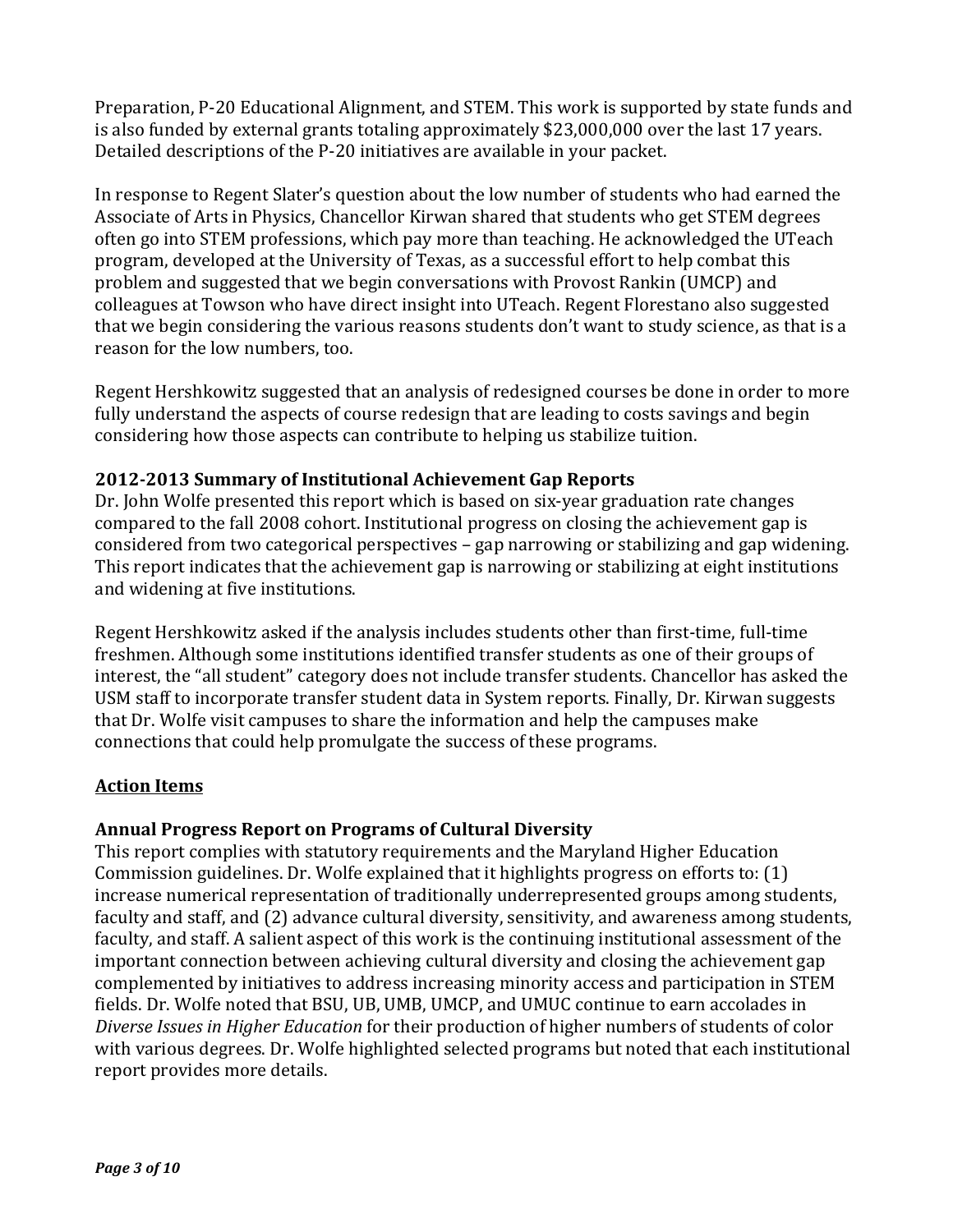Preparation, P-20 Educational Alignment, and STEM. This work is supported by state funds and is also funded by external grants totaling approximately $23,000,000 over the last 17 years. Detailed descriptions of the P-20 initiatives are available in your packet.

In response to Regent Slater's question about the low number of students who had earned the Associate of Arts in Physics, Chancellor Kirwan shared that students who get STEM degrees often go into STEM professions, which pay more than teaching. He acknowledged the UTeach program, developed at the University of Texas, as a successful effort to help combat this problem and suggested that we begin conversations with Provost Rankin (UMCP) and colleagues at Towson who have direct insight into UTeach. Regent Florestano also suggested that we begin considering the various reasons students don't want to study science, as that is a reason for the low numbers, too.

Regent Hershkowitz suggested that an analysis of redesigned courses be done in order to more fully understand the aspects of course redesign that are leading to costs savings and begin considering how those aspects can contribute to helping us stabilize tuition.

### 2012-2013 Summary of Institutional Achievement Gap Reports

Dr. John Wolfe presented this report which is based on six-year graduation rate changes compared to the fall 2008 cohort. Institutional progress on closing the achievement gap is considered from two categorical perspectives – gap narrowing or stabilizing and gap widening. This report indicates that the achievement gap is narrowing or stabilizing at eight institutions and widening at five institutions.

Regent Hershkowitz asked if the analysis includes students other than first-time, full-time freshmen. Although some institutions identified transfer students as one of their groups of interest, the "all student" category does not include transfer students. Chancellor has asked the USM staff to incorporate transfer student data in System reports. Finally, Dr. Kirwan suggests that Dr. Wolfe visit campuses to share the information and help the campuses make connections that could help promulgate the success of these programs.

## Action Items

### Annual Progress Report on Programs of Cultural Diversity

This report complies with statutory requirements and the Maryland Higher Education Commission guidelines. Dr. Wolfe explained that it highlights progress on efforts to: (1) increase numerical representation of traditionally underrepresented groups among students, faculty and staff, and (2) advance cultural diversity, sensitivity, and awareness among students, faculty, and staff. A salient aspect of this work is the continuing institutional assessment of the important connection between achieving cultural diversity and closing the achievement gap complemented by initiatives to address increasing minority access and participation in STEM fields. Dr. Wolfe noted that BSU, UB, UMB, UMCP, and UMUC continue to earn accolades in *Diverse Issues in Higher Education* for their production of higher numbers of students of color with various degrees. Dr. Wolfe highlighted selected programs but noted that each institutional report provides more details.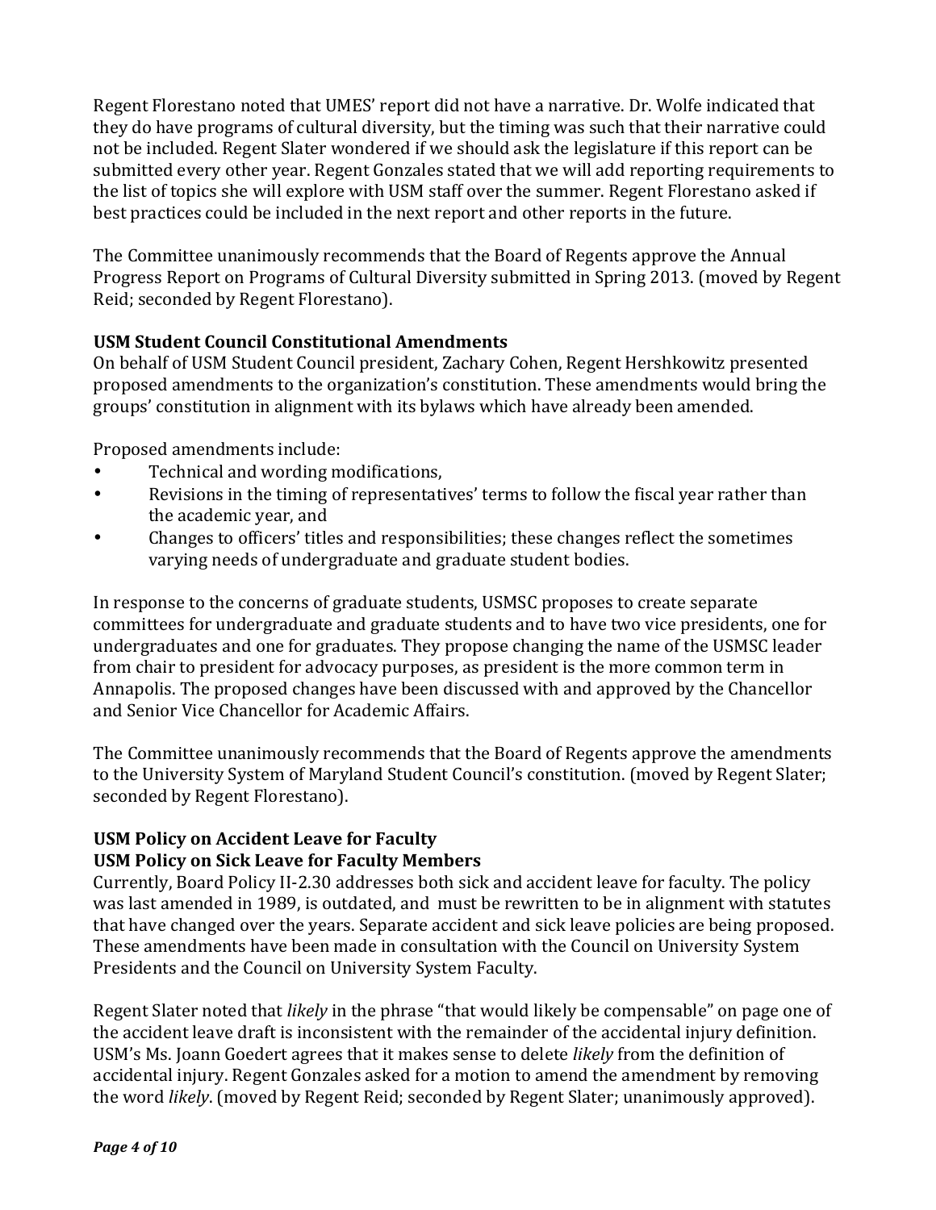Regent Florestano noted that UMES' report did not have a narrative. Dr. Wolfe indicated that they do have programs of cultural diversity, but the timing was such that their narrative could not be included. Regent Slater wondered if we should ask the legislature if this report can be submitted every other year. Regent Gonzales stated that we will add reporting requirements to the list of topics she will explore with USM staff over the summer. Regent Florestano asked if best practices could be included in the next report and other reports in the future.

The Committee unanimously recommends that the Board of Regents approve the Annual Progress Report on Programs of Cultural Diversity submitted in Spring 2013. (moved by Regent Reid; seconded by Regent Florestano).

**USM Student Council Constitutional Amendments**

On behalf of USM Student Council president, Zachary Cohen, Regent Hershkowitz presented proposed amendments to the organization's constitution. These amendments would bring the groups' constitution in alignment with its bylaws which have already been amended.

Proposed amendments include:

- Technical and wording modifications,
- Revisions in the timing of representatives' terms to follow the fiscal year rather than the academic year, and
- Changes to officers' titles and responsibilities; these changes reflect the sometimes varying needs of undergraduate and graduate student bodies.

In response to the concerns of graduate students, USMSC proposes to create separate committees for undergraduate and graduate students and to have two vice presidents, one for undergraduates and one for graduates. They propose changing the name of the USMSC leader from chair to president for advocacy purposes, as president is the more common term in Annapolis. The proposed changes have been discussed with and approved by the Chancellor and Senior Vice Chancellor for Academic Affairs.

The Committee unanimously recommends that the Board of Regents approve the amendments to the University System of Maryland Student Council's constitution. (moved by Regent Slater; seconded by Regent Florestano).

**USM Policy on Accident Leave for Faculty**
**USM Policy on Sick Leave for Faculty Members**

Currently, Board Policy II-2.30 addresses both sick and accident leave for faculty. The policy was last amended in 1989, is outdated, and must be rewritten to be in alignment with statutes that have changed over the years. Separate accident and sick leave policies are being proposed. These amendments have been made in consultation with the Council on University System Presidents and the Council on University System Faculty.

Regent Slater noted that *likely* in the phrase "that would likely be compensable" on page one of the accident leave draft is inconsistent with the remainder of the accidental injury definition. USM's Ms. Joann Goedert agrees that it makes sense to delete *likely* from the definition of accidental injury. Regent Gonzales asked for a motion to amend the amendment by removing the word *likely*. (moved by Regent Reid; seconded by Regent Slater; unanimously approved).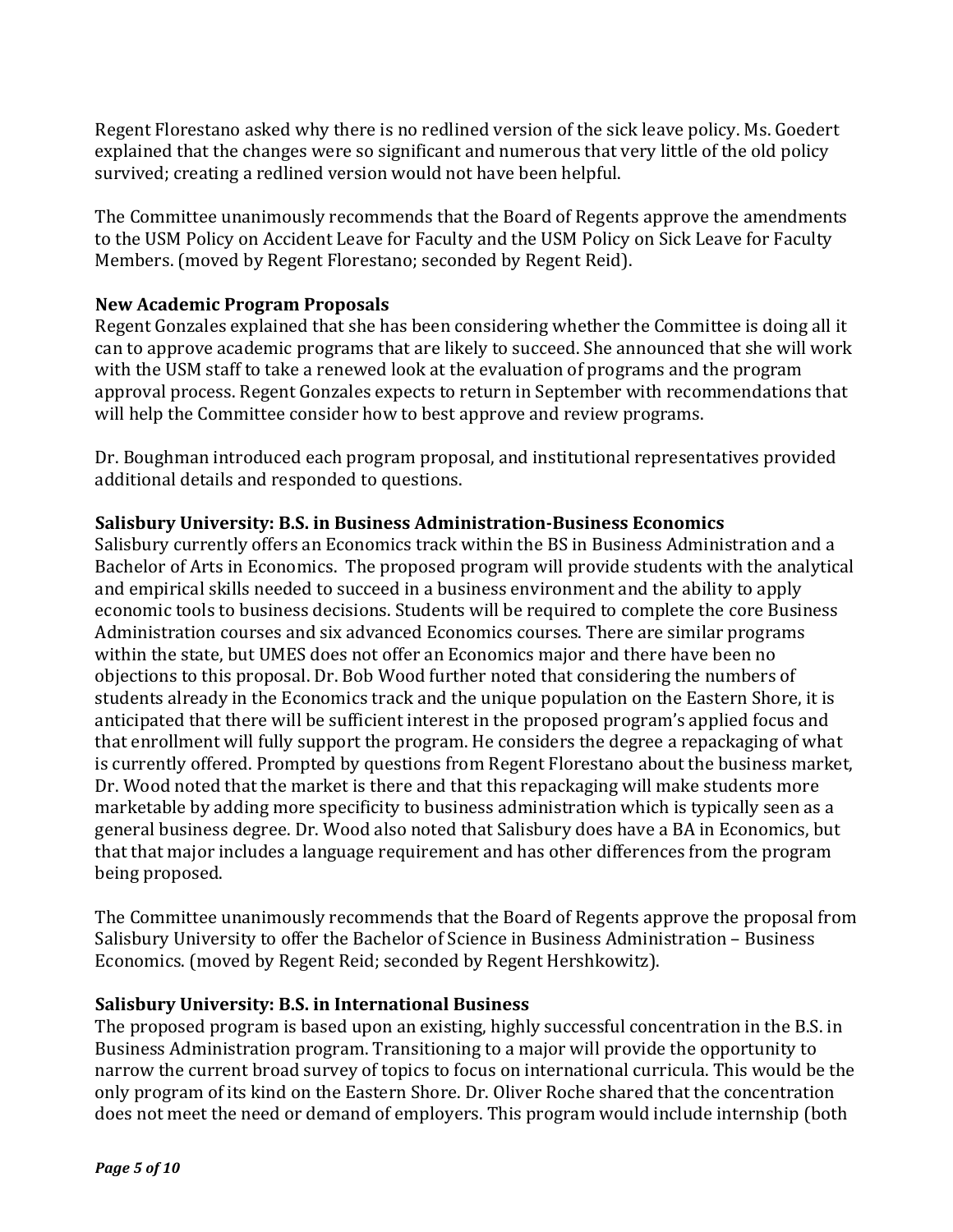Regent Florestano asked why there is no redlined version of the sick leave policy. Ms. Goedert explained that the changes were so significant and numerous that very little of the old policy survived; creating a redlined version would not have been helpful.

The Committee unanimously recommends that the Board of Regents approve the amendments to the USM Policy on Accident Leave for Faculty and the USM Policy on Sick Leave for Faculty Members. (moved by Regent Florestano; seconded by Regent Reid).

**New Academic Program Proposals**

Regent Gonzales explained that she has been considering whether the Committee is doing all it can to approve academic programs that are likely to succeed. She announced that she will work with the USM staff to take a renewed look at the evaluation of programs and the program approval process. Regent Gonzales expects to return in September with recommendations that will help the Committee consider how to best approve and review programs.

Dr. Boughman introduced each program proposal, and institutional representatives provided additional details and responded to questions.

**Salisbury University: B.S. in Business Administration-Business Economics**

Salisbury currently offers an Economics track within the BS in Business Administration and a Bachelor of Arts in Economics. The proposed program will provide students with the analytical and empirical skills needed to succeed in a business environment and the ability to apply economic tools to business decisions. Students will be required to complete the core Business Administration courses and six advanced Economics courses. There are similar programs within the state, but UMES does not offer an Economics major and there have been no objections to this proposal. Dr. Bob Wood further noted that considering the numbers of students already in the Economics track and the unique population on the Eastern Shore, it is anticipated that there will be sufficient interest in the proposed program's applied focus and that enrollment will fully support the program. He considers the degree a repackaging of what is currently offered. Prompted by questions from Regent Florestano about the business market, Dr. Wood noted that the market is there and that this repackaging will make students more marketable by adding more specificity to business administration which is typically seen as a general business degree. Dr. Wood also noted that Salisbury does have a BA in Economics, but that that major includes a language requirement and has other differences from the program being proposed.

The Committee unanimously recommends that the Board of Regents approve the proposal from Salisbury University to offer the Bachelor of Science in Business Administration – Business Economics. (moved by Regent Reid; seconded by Regent Hershkowitz).

**Salisbury University: B.S. in International Business**

The proposed program is based upon an existing, highly successful concentration in the B.S. in Business Administration program. Transitioning to a major will provide the opportunity to narrow the current broad survey of topics to focus on international curricula. This would be the only program of its kind on the Eastern Shore. Dr. Oliver Roche shared that the concentration does not meet the need or demand of employers. This program would include internship (both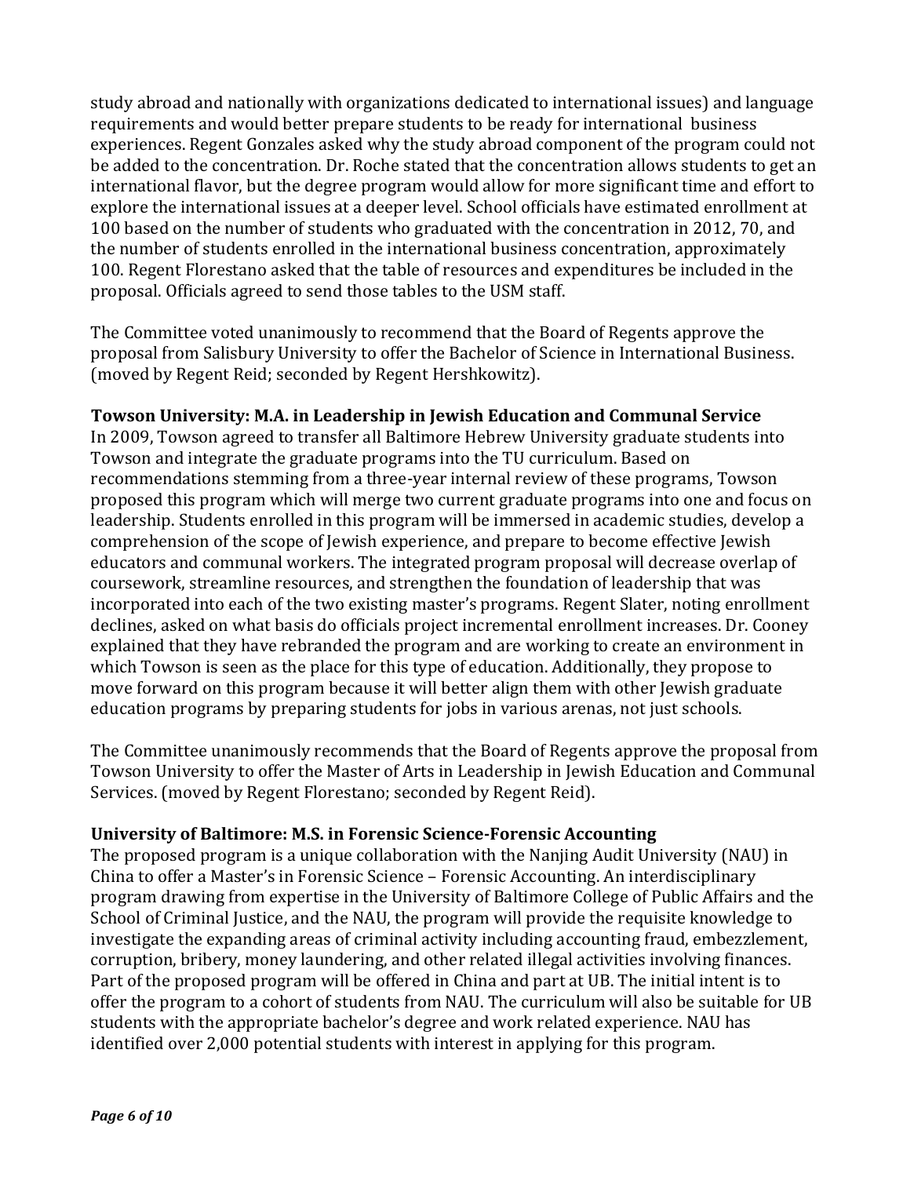study abroad and nationally with organizations dedicated to international issues) and language requirements and would better prepare students to be ready for international business experiences. Regent Gonzales asked why the study abroad component of the program could not be added to the concentration. Dr. Roche stated that the concentration allows students to get an international flavor, but the degree program would allow for more significant time and effort to explore the international issues at a deeper level. School officials have estimated enrollment at 100 based on the number of students who graduated with the concentration in 2012, 70, and the number of students enrolled in the international business concentration, approximately 100. Regent Florestano asked that the table of resources and expenditures be included in the proposal. Officials agreed to send those tables to the USM staff.

The Committee voted unanimously to recommend that the Board of Regents approve the proposal from Salisbury University to offer the Bachelor of Science in International Business. (moved by Regent Reid; seconded by Regent Hershkowitz).

**Towson University: M.A. in Leadership in Jewish Education and Communal Service**

In 2009, Towson agreed to transfer all Baltimore Hebrew University graduate students into Towson and integrate the graduate programs into the TU curriculum. Based on recommendations stemming from a three-year internal review of these programs, Towson proposed this program which will merge two current graduate programs into one and focus on leadership. Students enrolled in this program will be immersed in academic studies, develop a comprehension of the scope of Jewish experience, and prepare to become effective Jewish educators and communal workers. The integrated program proposal will decrease overlap of coursework, streamline resources, and strengthen the foundation of leadership that was incorporated into each of the two existing master's programs. Regent Slater, noting enrollment declines, asked on what basis do officials project incremental enrollment increases. Dr. Cooney explained that they have rebranded the program and are working to create an environment in which Towson is seen as the place for this type of education. Additionally, they propose to move forward on this program because it will better align them with other Jewish graduate education programs by preparing students for jobs in various arenas, not just schools.

The Committee unanimously recommends that the Board of Regents approve the proposal from Towson University to offer the Master of Arts in Leadership in Jewish Education and Communal Services. (moved by Regent Florestano; seconded by Regent Reid).

**University of Baltimore: M.S. in Forensic Science-Forensic Accounting**

The proposed program is a unique collaboration with the Nanjing Audit University (NAU) in China to offer a Master's in Forensic Science – Forensic Accounting. An interdisciplinary program drawing from expertise in the University of Baltimore College of Public Affairs and the School of Criminal Justice, and the NAU, the program will provide the requisite knowledge to investigate the expanding areas of criminal activity including accounting fraud, embezzlement, corruption, bribery, money laundering, and other related illegal activities involving finances. Part of the proposed program will be offered in China and part at UB. The initial intent is to offer the program to a cohort of students from NAU. The curriculum will also be suitable for UB students with the appropriate bachelor's degree and work related experience. NAU has identified over 2,000 potential students with interest in applying for this program.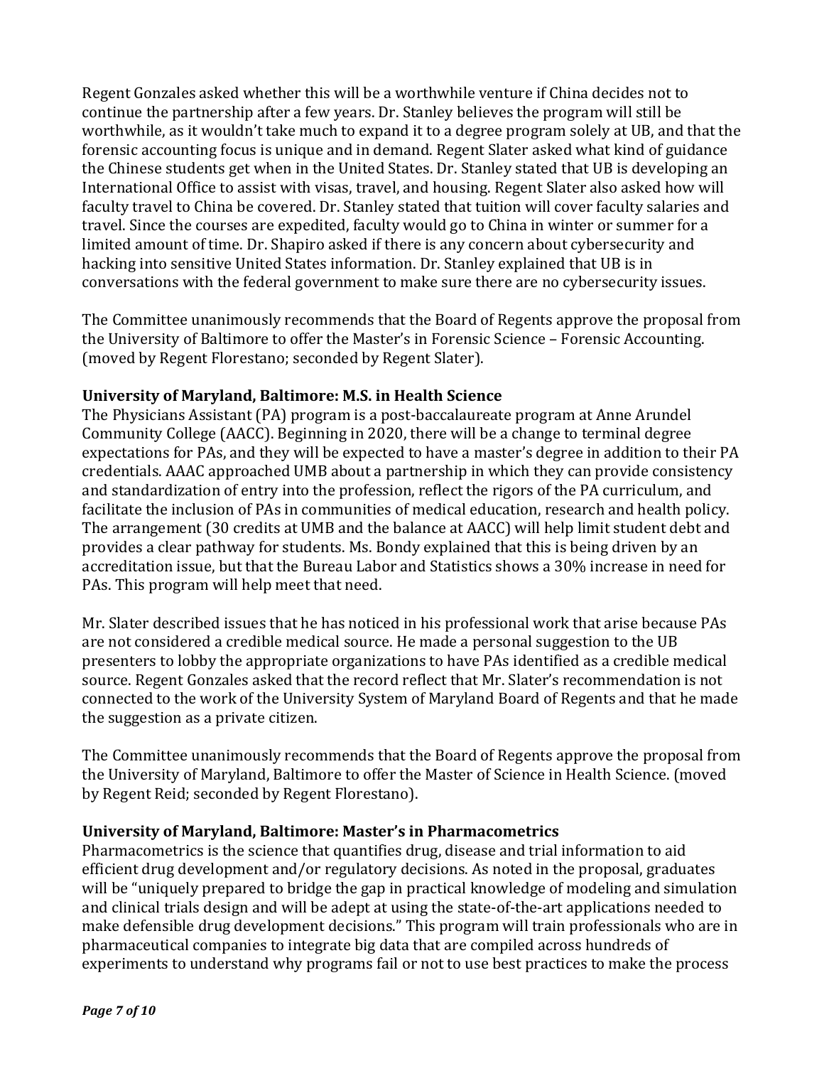Regent Gonzales asked whether this will be a worthwhile venture if China decides not to continue the partnership after a few years. Dr. Stanley believes the program will still be worthwhile, as it wouldn't take much to expand it to a degree program solely at UB, and that the forensic accounting focus is unique and in demand. Regent Slater asked what kind of guidance the Chinese students get when in the United States. Dr. Stanley stated that UB is developing an International Office to assist with visas, travel, and housing. Regent Slater also asked how will faculty travel to China be covered. Dr. Stanley stated that tuition will cover faculty salaries and travel. Since the courses are expedited, faculty would go to China in winter or summer for a limited amount of time. Dr. Shapiro asked if there is any concern about cybersecurity and hacking into sensitive United States information. Dr. Stanley explained that UB is in conversations with the federal government to make sure there are no cybersecurity issues.

The Committee unanimously recommends that the Board of Regents approve the proposal from the University of Baltimore to offer the Master's in Forensic Science – Forensic Accounting. (moved by Regent Florestano; seconded by Regent Slater).

**University of Maryland, Baltimore: M.S. in Health Science**

The Physicians Assistant (PA) program is a post-baccalaureate program at Anne Arundel Community College (AACC). Beginning in 2020, there will be a change to terminal degree expectations for PAs, and they will be expected to have a master's degree in addition to their PA credentials. AAAC approached UMB about a partnership in which they can provide consistency and standardization of entry into the profession, reflect the rigors of the PA curriculum, and facilitate the inclusion of PAs in communities of medical education, research and health policy. The arrangement (30 credits at UMB and the balance at AACC) will help limit student debt and provides a clear pathway for students. Ms. Bondy explained that this is being driven by an accreditation issue, but that the Bureau Labor and Statistics shows a 30% increase in need for PAs. This program will help meet that need.

Mr. Slater described issues that he has noticed in his professional work that arise because PAs are not considered a credible medical source. He made a personal suggestion to the UB presenters to lobby the appropriate organizations to have PAs identified as a credible medical source. Regent Gonzales asked that the record reflect that Mr. Slater's recommendation is not connected to the work of the University System of Maryland Board of Regents and that he made the suggestion as a private citizen.

The Committee unanimously recommends that the Board of Regents approve the proposal from the University of Maryland, Baltimore to offer the Master of Science in Health Science. (moved by Regent Reid; seconded by Regent Florestano).

**University of Maryland, Baltimore: Master's in Pharmacometrics**

Pharmacometrics is the science that quantifies drug, disease and trial information to aid efficient drug development and/or regulatory decisions. As noted in the proposal, graduates will be "uniquely prepared to bridge the gap in practical knowledge of modeling and simulation and clinical trials design and will be adept at using the state-of-the-art applications needed to make defensible drug development decisions." This program will train professionals who are in pharmaceutical companies to integrate big data that are compiled across hundreds of experiments to understand why programs fail or not to use best practices to make the process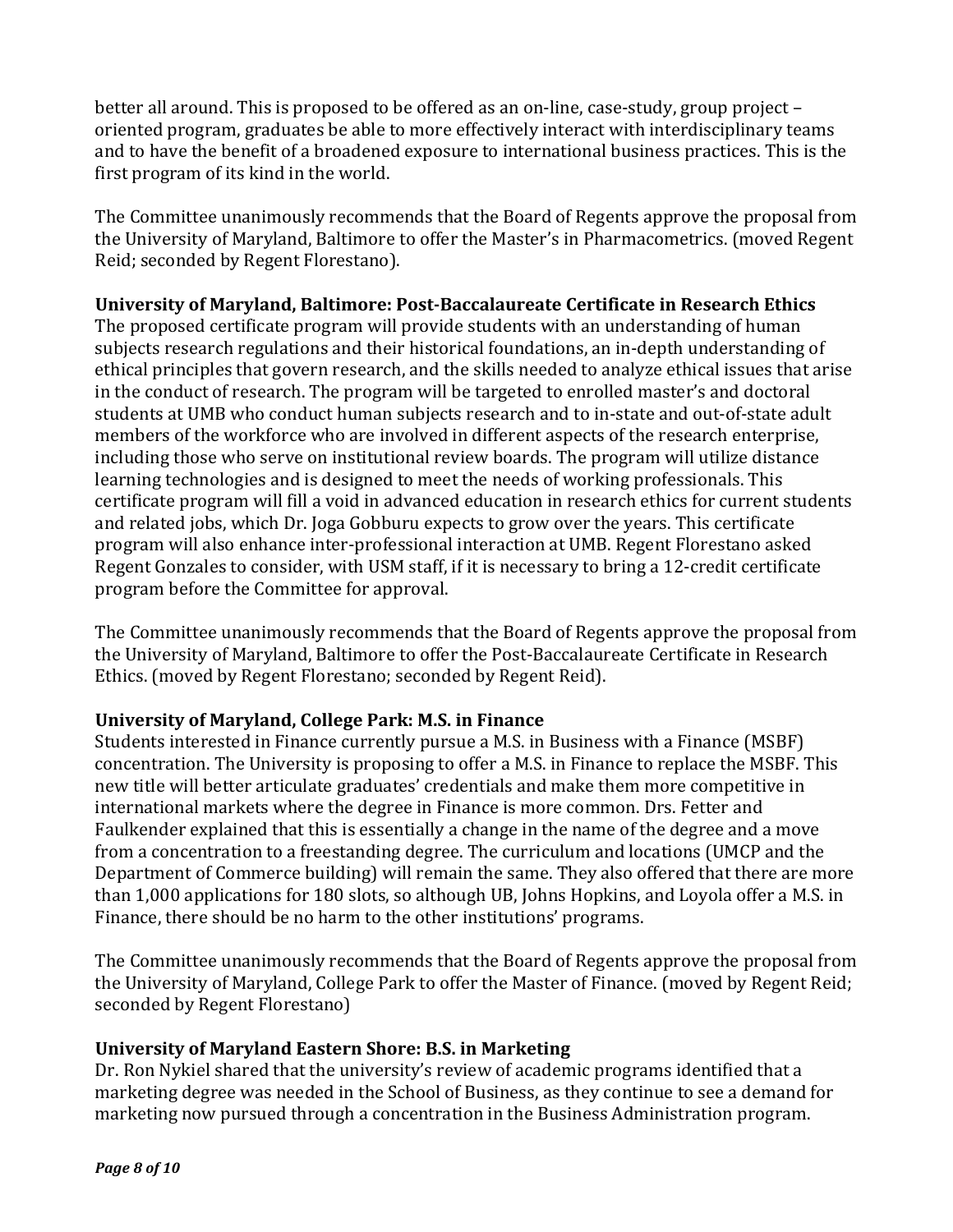better all around. This is proposed to be offered as an on-line, case-study, group project – oriented program, graduates be able to more effectively interact with interdisciplinary teams and to have the benefit of a broadened exposure to international business practices. This is the first program of its kind in the world.

The Committee unanimously recommends that the Board of Regents approve the proposal from the University of Maryland, Baltimore to offer the Master's in Pharmacometrics. (moved Regent Reid; seconded by Regent Florestano).

**University of Maryland, Baltimore: Post-Baccalaureate Certificate in Research Ethics**
The proposed certificate program will provide students with an understanding of human subjects research regulations and their historical foundations, an in-depth understanding of ethical principles that govern research, and the skills needed to analyze ethical issues that arise in the conduct of research. The program will be targeted to enrolled master's and doctoral students at UMB who conduct human subjects research and to in-state and out-of-state adult members of the workforce who are involved in different aspects of the research enterprise, including those who serve on institutional review boards. The program will utilize distance learning technologies and is designed to meet the needs of working professionals. This certificate program will fill a void in advanced education in research ethics for current students and related jobs, which Dr. Joga Gobburu expects to grow over the years. This certificate program will also enhance inter-professional interaction at UMB. Regent Florestano asked Regent Gonzales to consider, with USM staff, if it is necessary to bring a 12-credit certificate program before the Committee for approval.

The Committee unanimously recommends that the Board of Regents approve the proposal from the University of Maryland, Baltimore to offer the Post-Baccalaureate Certificate in Research Ethics. (moved by Regent Florestano; seconded by Regent Reid).

**University of Maryland, College Park: M.S. in Finance**
Students interested in Finance currently pursue a M.S. in Business with a Finance (MSBF) concentration. The University is proposing to offer a M.S. in Finance to replace the MSBF. This new title will better articulate graduates' credentials and make them more competitive in international markets where the degree in Finance is more common. Drs. Fetter and Faulkender explained that this is essentially a change in the name of the degree and a move from a concentration to a freestanding degree. The curriculum and locations (UMCP and the Department of Commerce building) will remain the same. They also offered that there are more than 1,000 applications for 180 slots, so although UB, Johns Hopkins, and Loyola offer a M.S. in Finance, there should be no harm to the other institutions' programs.

The Committee unanimously recommends that the Board of Regents approve the proposal from the University of Maryland, College Park to offer the Master of Finance. (moved by Regent Reid; seconded by Regent Florestano)

**University of Maryland Eastern Shore: B.S. in Marketing**
Dr. Ron Nykiel shared that the university's review of academic programs identified that a marketing degree was needed in the School of Business, as they continue to see a demand for marketing now pursued through a concentration in the Business Administration program.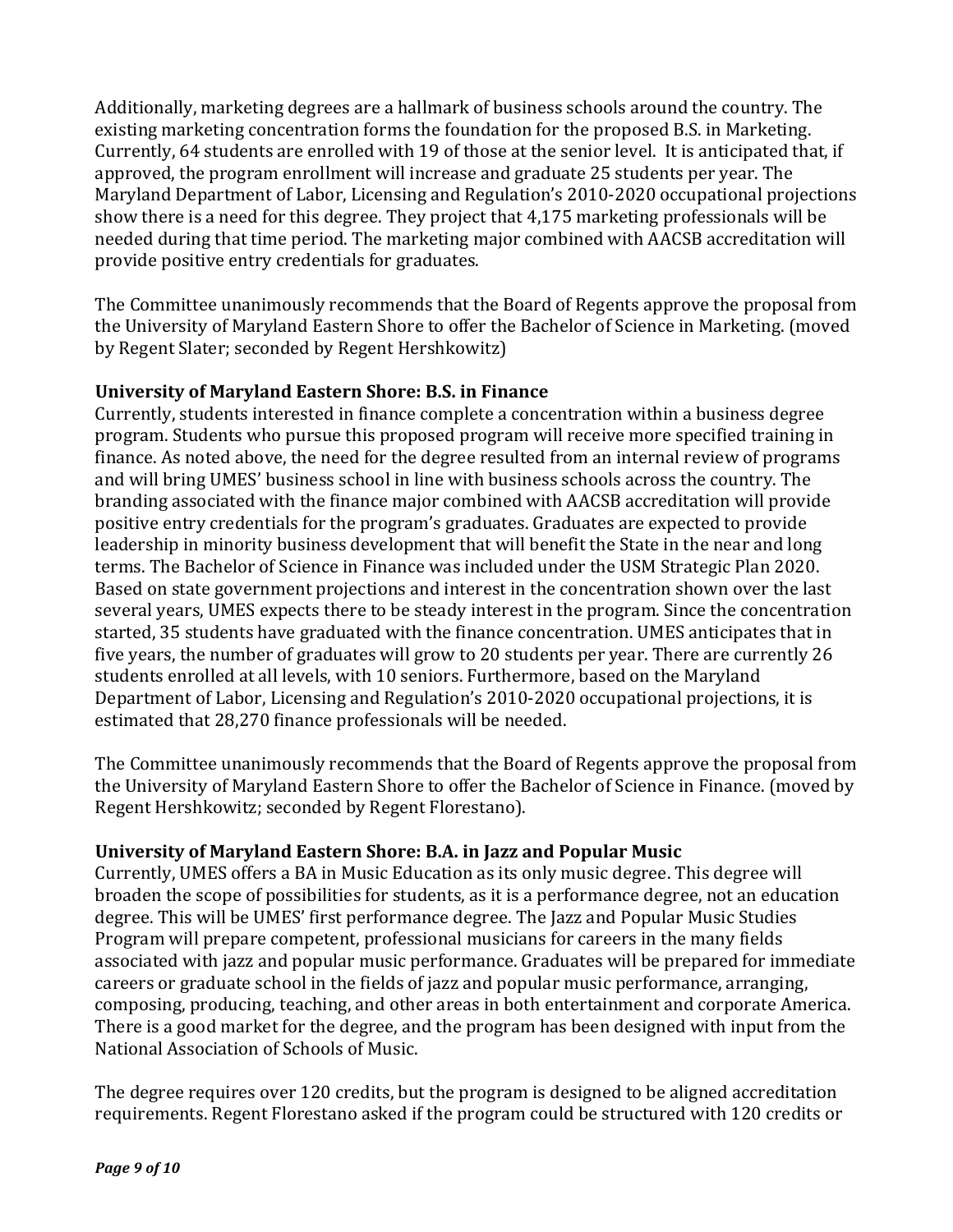Additionally, marketing degrees are a hallmark of business schools around the country. The existing marketing concentration forms the foundation for the proposed B.S. in Marketing. Currently, 64 students are enrolled with 19 of those at the senior level. It is anticipated that, if approved, the program enrollment will increase and graduate 25 students per year. The Maryland Department of Labor, Licensing and Regulation's 2010-2020 occupational projections show there is a need for this degree. They project that 4,175 marketing professionals will be needed during that time period. The marketing major combined with AACSB accreditation will provide positive entry credentials for graduates.

The Committee unanimously recommends that the Board of Regents approve the proposal from the University of Maryland Eastern Shore to offer the Bachelor of Science in Marketing. (moved by Regent Slater; seconded by Regent Hershkowitz)

**University of Maryland Eastern Shore: B.S. in Finance**

Currently, students interested in finance complete a concentration within a business degree program. Students who pursue this proposed program will receive more specified training in finance. As noted above, the need for the degree resulted from an internal review of programs and will bring UMES' business school in line with business schools across the country. The branding associated with the finance major combined with AACSB accreditation will provide positive entry credentials for the program's graduates. Graduates are expected to provide leadership in minority business development that will benefit the State in the near and long terms. The Bachelor of Science in Finance was included under the USM Strategic Plan 2020. Based on state government projections and interest in the concentration shown over the last several years, UMES expects there to be steady interest in the program. Since the concentration started, 35 students have graduated with the finance concentration. UMES anticipates that in five years, the number of graduates will grow to 20 students per year. There are currently 26 students enrolled at all levels, with 10 seniors. Furthermore, based on the Maryland Department of Labor, Licensing and Regulation's 2010-2020 occupational projections, it is estimated that 28,270 finance professionals will be needed.

The Committee unanimously recommends that the Board of Regents approve the proposal from the University of Maryland Eastern Shore to offer the Bachelor of Science in Finance. (moved by Regent Hershkowitz; seconded by Regent Florestano).

**University of Maryland Eastern Shore: B.A. in Jazz and Popular Music**

Currently, UMES offers a BA in Music Education as its only music degree. This degree will broaden the scope of possibilities for students, as it is a performance degree, not an education degree. This will be UMES' first performance degree. The Jazz and Popular Music Studies Program will prepare competent, professional musicians for careers in the many fields associated with jazz and popular music performance. Graduates will be prepared for immediate careers or graduate school in the fields of jazz and popular music performance, arranging, composing, producing, teaching, and other areas in both entertainment and corporate America. There is a good market for the degree, and the program has been designed with input from the National Association of Schools of Music.

The degree requires over 120 credits, but the program is designed to be aligned accreditation requirements. Regent Florestano asked if the program could be structured with 120 credits or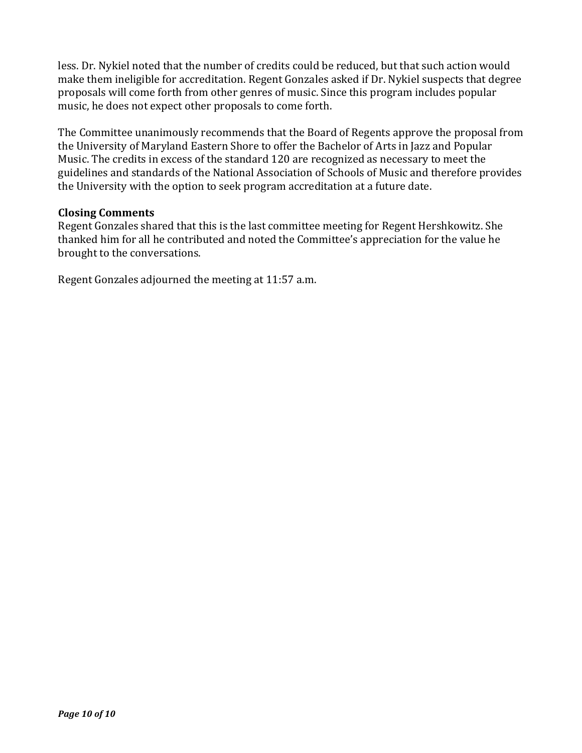less. Dr. Nykiel noted that the number of credits could be reduced, but that such action would make them ineligible for accreditation. Regent Gonzales asked if Dr. Nykiel suspects that degree proposals will come forth from other genres of music. Since this program includes popular music, he does not expect other proposals to come forth.

The Committee unanimously recommends that the Board of Regents approve the proposal from the University of Maryland Eastern Shore to offer the Bachelor of Arts in Jazz and Popular Music. The credits in excess of the standard 120 are recognized as necessary to meet the guidelines and standards of the National Association of Schools of Music and therefore provides the University with the option to seek program accreditation at a future date.

**Closing Comments**

Regent Gonzales shared that this is the last committee meeting for Regent Hershkowitz. She thanked him for all he contributed and noted the Committee's appreciation for the value he brought to the conversations.

Regent Gonzales adjourned the meeting at 11:57 a.m.